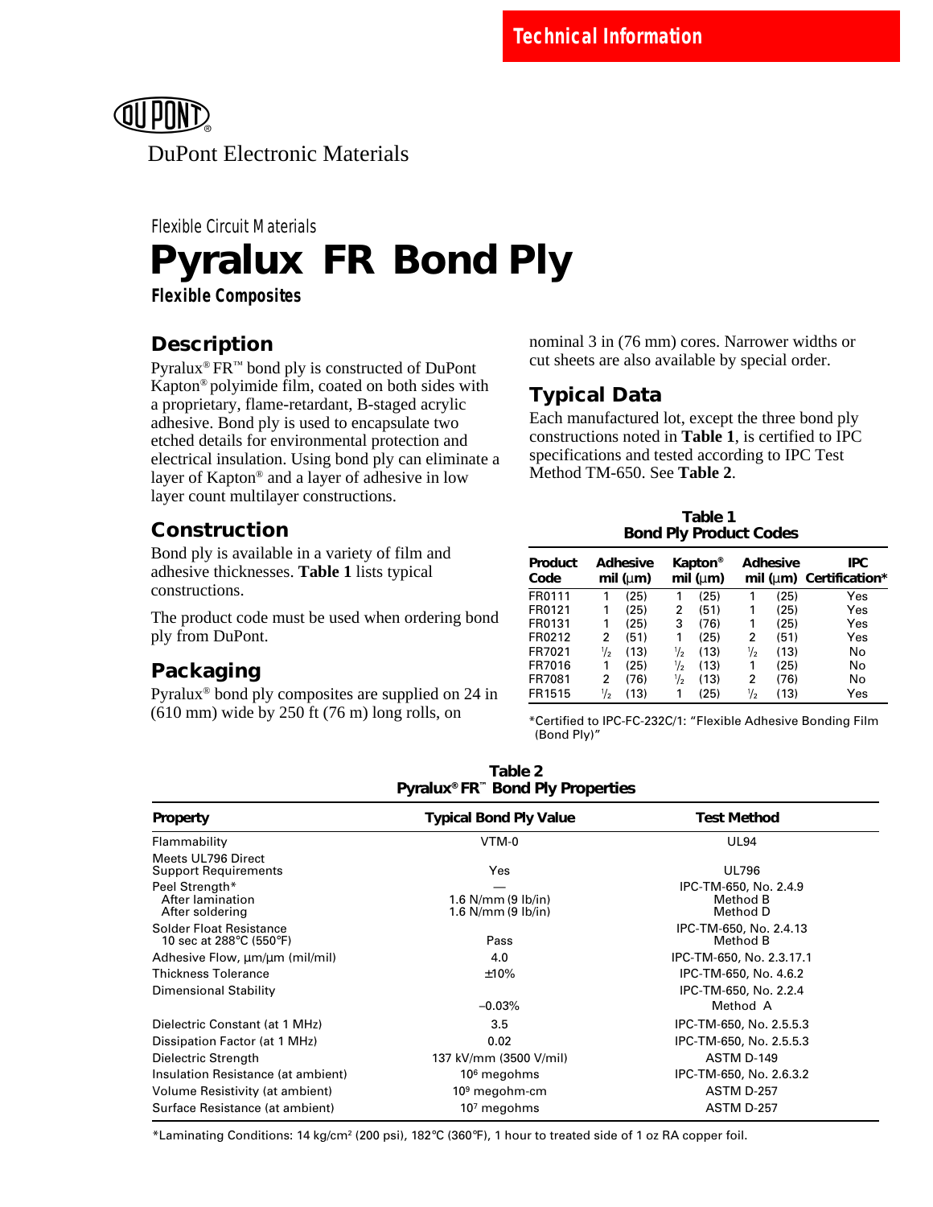**Technical Information**

DuPont Electronic Materials

Flexible Circuit Materials

# Pyralux FR Bond Ply

**Flexible Composites**

## Description

Pyralux® FR™ bond ply is constructed of DuPont Kapton® polyimide film, coated on both sides with a proprietary, flame-retardant, B-staged acrylic adhesive. Bond ply is used to encapsulate two etched details for environmental protection and electrical insulation. Using bond ply can eliminate a layer of Kapton® and a layer of adhesive in low layer count multilayer constructions.

## Construction

Bond ply is available in a variety of film and adhesive thicknesses. **Table 1** lists typical constructions.

The product code must be used when ordering bond ply from DuPont.

## Packaging

Pyralux® bond ply composites are supplied on 24 in (610 mm) wide by 250 ft (76 m) long rolls, on nominal 3 in (76 mm) cores. Narrower widths or cut sheets are also available by special order.

## Typical Data

Each manufactured lot, except the three bond ply constructions noted in **Table 1**, is certified to IPC specifications and tested according to IPC Test Method TM-650. See **Table 2**.

**Table 1**
**Bond Ply Product Codes**

| Product Code | Adhesive mil (µm) | Kapton® mil (µm) | Adhesive mil (µm) | IPC Certification* |
|---|---|---|---|---|
| FR0111 | 1 (25) | 1 (25) | 1 (25) | Yes |
| FR0121 | 1 (25) | 2 (51) | 1 (25) | Yes |
| FR0131 | 1 (25) | 3 (76) | 1 (25) | Yes |
| FR0212 | 2 (51) | 1 (25) | 2 (51) | Yes |
| FR7021 | ½ (13) | ½ (13) | ½ (13) | No |
| FR7016 | 1 (25) | ½ (13) | 1 (25) | No |
| FR7081 | 2 (76) | ½ (13) | 2 (76) | No |
| FR1515 | ½ (13) | 1 (25) | ½ (13) | Yes |

*Certified to IPC-FC-232C/1: "Flexible Adhesive Bonding Film (Bond Ply)"

**Table 2**
**Pyralux® FR™ Bond Ply Properties**

| Property | Typical Bond Ply Value | Test Method |
|---|---|---|
| Flammability | VTM-0 | UL94 |
| Meets UL796 Direct Support Requirements | Yes | UL796 |
| Peel Strength* | — | IPC-TM-650, No. 2.4.9 |
| After lamination | 1.6 N/mm (9 lb/in) | Method B |
| After soldering | 1.6 N/mm (9 lb/in) | Method D |
| Solder Float Resistance 10 sec at 288°C (550°F) | Pass | IPC-TM-650, No. 2.4.13 Method B |
| Adhesive Flow, µm/µm (mil/mil) | 4.0 | IPC-TM-650, No. 2.3.17.1 |
| Thickness Tolerance | ±10% | IPC-TM-650, No. 4.6.2 |
| Dimensional Stability | –0.03% | IPC-TM-650, No. 2.2.4 Method A |
| Dielectric Constant (at 1 MHz) | 3.5 | IPC-TM-650, No. 2.5.5.3 |
| Dissipation Factor (at 1 MHz) | 0.02 | IPC-TM-650, No. 2.5.5.3 |
| Dielectric Strength | 137 kV/mm (3500 V/mil) | ASTM D-149 |
| Insulation Resistance (at ambient) | $10^6$ megohms | IPC-TM-650, No. 2.6.3.2 |
| Volume Resistivity (at ambient) | $10^9$ megohm-cm | ASTM D-257 |
| Surface Resistance (at ambient) | $10^7$ megohms | ASTM D-257 |

*Laminating Conditions: 14 kg/cm² (200 psi), 182°C (360°F), 1 hour to treated side of 1 oz RA copper foil.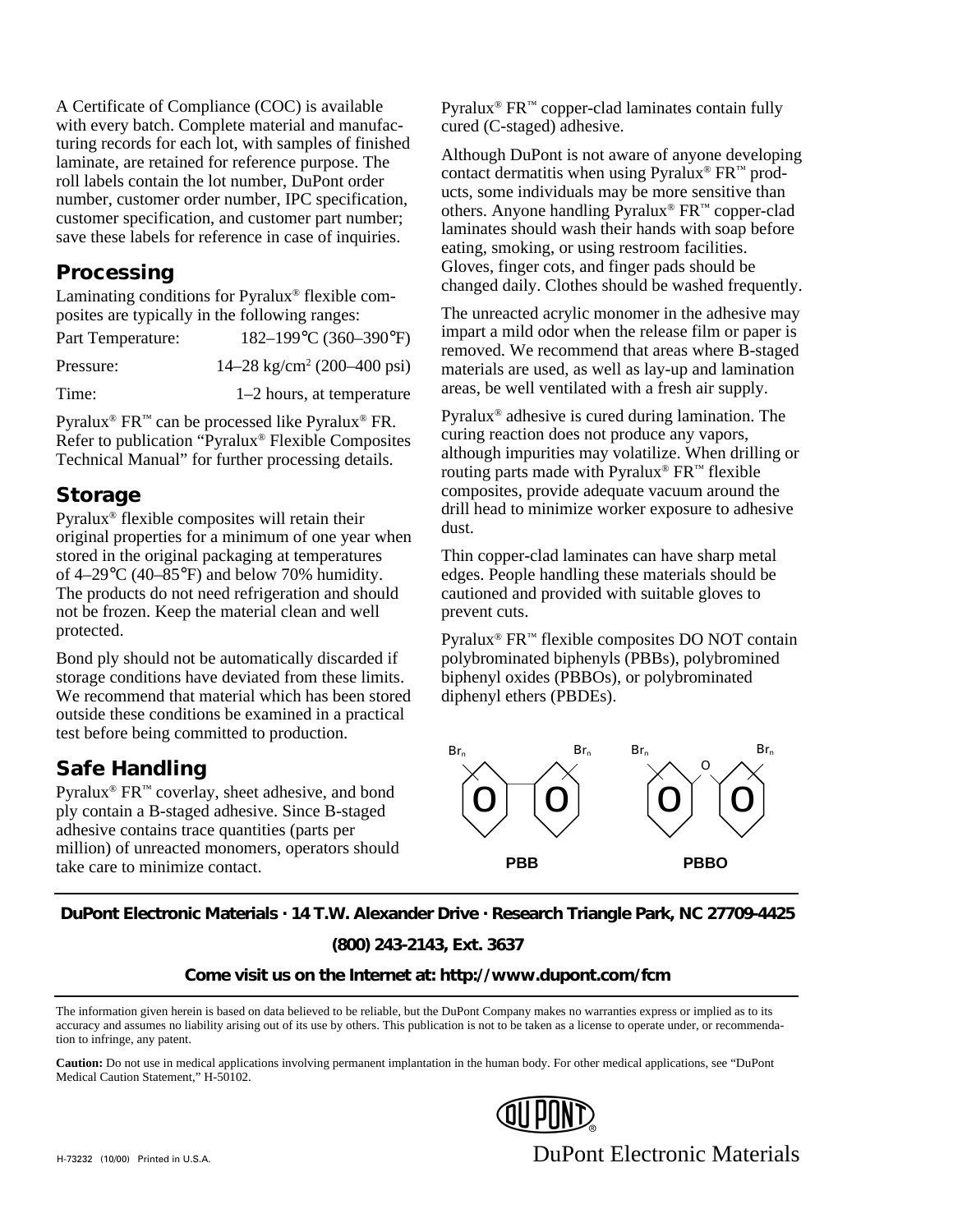A Certificate of Compliance (COC) is available with every batch. Complete material and manufacturing records for each lot, with samples of finished laminate, are retained for reference purpose. The roll labels contain the lot number, DuPont order number, customer order number, IPC specification, customer specification, and customer part number; save these labels for reference in case of inquiries.

## Processing

Laminating conditions for Pyralux® flexible composites are typically in the following ranges:

| | |
|---|---|
| Part Temperature: | 182–199°C (360–390°F) |
| Pressure: | 14–28 kg/cm² (200–400 psi) |
| Time: | 1–2 hours, at temperature |

Pyralux® FR™ can be processed like Pyralux® FR. Refer to publication "Pyralux® Flexible Composites Technical Manual" for further processing details.

## Storage

Pyralux® flexible composites will retain their original properties for a minimum of one year when stored in the original packaging at temperatures of 4–29°C (40–85°F) and below 70% humidity. The products do not need refrigeration and should not be frozen. Keep the material clean and well protected.

Bond ply should not be automatically discarded if storage conditions have deviated from these limits. We recommend that material which has been stored outside these conditions be examined in a practical test before being committed to production.

## Safe Handling

Pyralux® FR™ coverlay, sheet adhesive, and bond ply contain a B-staged adhesive. Since B-staged adhesive contains trace quantities (parts per million) of unreacted monomers, operators should take care to minimize contact.

Pyralux® FR™ copper-clad laminates contain fully cured (C-staged) adhesive.

Although DuPont is not aware of anyone developing contact dermatitis when using Pyralux® FR™ products, some individuals may be more sensitive than others. Anyone handling Pyralux® FR™ copper-clad laminates should wash their hands with soap before eating, smoking, or using restroom facilities. Gloves, finger cots, and finger pads should be changed daily. Clothes should be washed frequently.

The unreacted acrylic monomer in the adhesive may impart a mild odor when the release film or paper is removed. We recommend that areas where B-staged materials are used, as well as lay-up and lamination areas, be well ventilated with a fresh air supply.

Pyralux® adhesive is cured during lamination. The curing reaction does not produce any vapors, although impurities may volatilize. When drilling or routing parts made with Pyralux® FR™ flexible composites, provide adequate vacuum around the drill head to minimize worker exposure to adhesive dust.

Thin copper-clad laminates can have sharp metal edges. People handling these materials should be cautioned and provided with suitable gloves to prevent cuts.

Pyralux® FR™ flexible composites DO NOT contain polybrominated biphenyls (PBBs), polybromined biphenyl oxides (PBBOs), or polybrominated diphenyl ethers (PBDEs).

$Br_n$ $Br_n$ $Br_n$ O $Br_n$

PBB PBBO

**DuPont Electronic Materials · 14 T.W. Alexander Drive · Research Triangle Park, NC 27709-4425**

**(800) 243-2143, Ext. 3637**

**Come visit us on the Internet at: http://www.dupont.com/fcm**

The information given herein is based on data believed to be reliable, but the DuPont Company makes no warranties express or implied as to its accuracy and assumes no liability arising out of its use by others. This publication is not to be taken as a license to operate under, or recommendation to infringe, any patent.

**Caution:** Do not use in medical applications involving permanent implantation in the human body. For other medical applications, see "DuPont Medical Caution Statement," H-50102.

DuPont Electronic Materials

H-73232 (10/00) Printed in U.S.A.